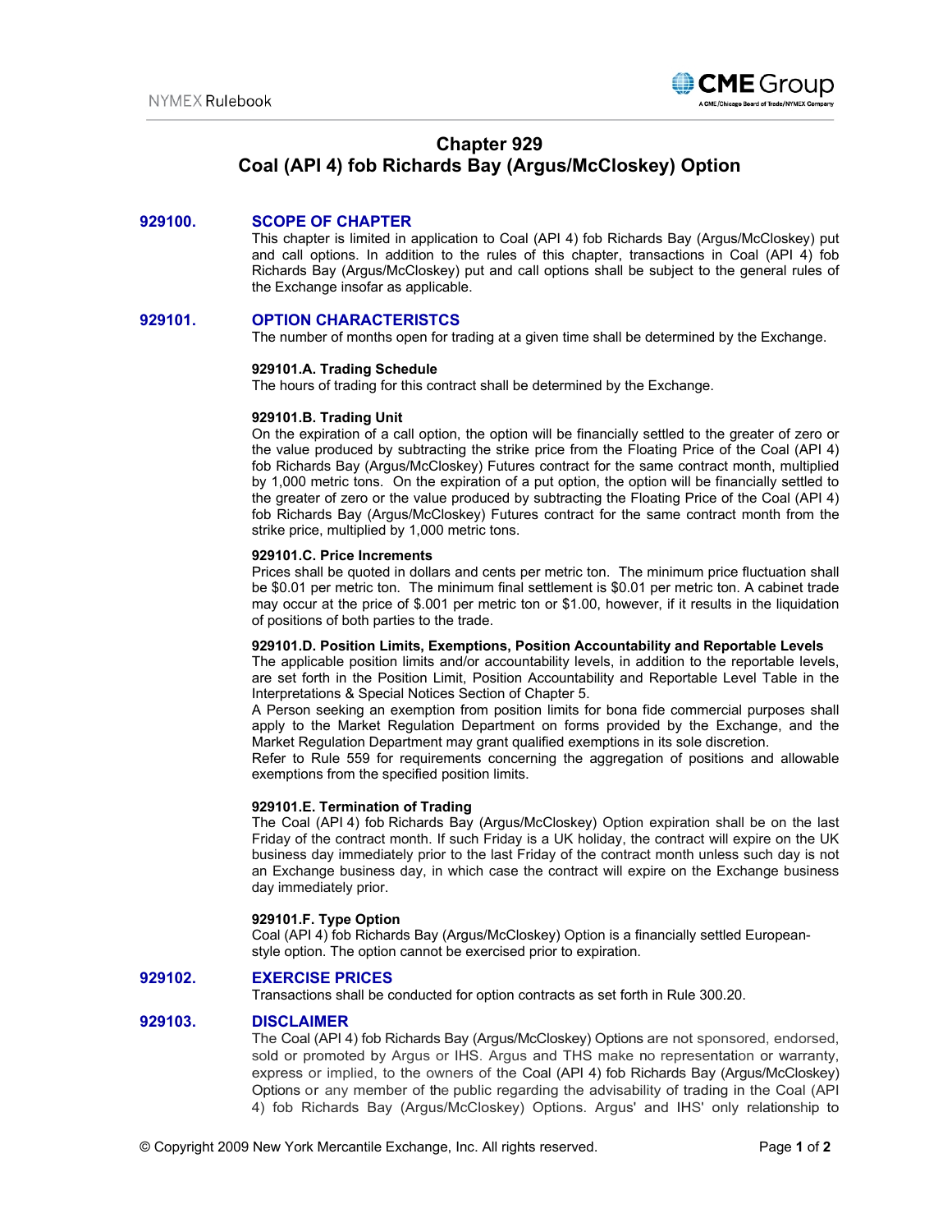# Chapter 929
# Coal (API 4) fob Richards Bay (Argus/McCloskey) Option

## 929100. SCOPE OF CHAPTER

This chapter is limited in application to Coal (API 4) fob Richards Bay (Argus/McCloskey) put and call options. In addition to the rules of this chapter, transactions in Coal (API 4) fob Richards Bay (Argus/McCloskey) put and call options shall be subject to the general rules of the Exchange insofar as applicable.

## 929101. OPTION CHARACTERISTCS

The number of months open for trading at a given time shall be determined by the Exchange.

### 929101.A. Trading Schedule

The hours of trading for this contract shall be determined by the Exchange.

### 929101.B. Trading Unit

On the expiration of a call option, the option will be financially settled to the greater of zero or the value produced by subtracting the strike price from the Floating Price of the Coal (API 4) fob Richards Bay (Argus/McCloskey) Futures contract for the same contract month, multiplied by 1,000 metric tons. On the expiration of a put option, the option will be financially settled to the greater of zero or the value produced by subtracting the Floating Price of the Coal (API 4) fob Richards Bay (Argus/McCloskey) Futures contract for the same contract month from the strike price, multiplied by 1,000 metric tons.

### 929101.C. Price Increments

Prices shall be quoted in dollars and cents per metric ton. The minimum price fluctuation shall be $0.01 per metric ton. The minimum final settlement is $0.01 per metric ton. A cabinet trade may occur at the price of $.001 per metric ton or $1.00, however, if it results in the liquidation of positions of both parties to the trade.

### 929101.D. Position Limits, Exemptions, Position Accountability and Reportable Levels

The applicable position limits and/or accountability levels, in addition to the reportable levels, are set forth in the Position Limit, Position Accountability and Reportable Level Table in the Interpretations & Special Notices Section of Chapter 5.

A Person seeking an exemption from position limits for bona fide commercial purposes shall apply to the Market Regulation Department on forms provided by the Exchange, and the Market Regulation Department may grant qualified exemptions in its sole discretion.

Refer to Rule 559 for requirements concerning the aggregation of positions and allowable exemptions from the specified position limits.

### 929101.E. Termination of Trading

The Coal (API 4) fob Richards Bay (Argus/McCloskey) Option expiration shall be on the last Friday of the contract month. If such Friday is a UK holiday, the contract will expire on the UK business day immediately prior to the last Friday of the contract month unless such day is not an Exchange business day, in which case the contract will expire on the Exchange business day immediately prior.

### 929101.F. Type Option

Coal (API 4) fob Richards Bay (Argus/McCloskey) Option is a financially settled European-style option. The option cannot be exercised prior to expiration.

## 929102. EXERCISE PRICES

Transactions shall be conducted for option contracts as set forth in Rule 300.20.

## 929103. DISCLAIMER

The Coal (API 4) fob Richards Bay (Argus/McCloskey) Options are not sponsored, endorsed, sold or promoted by Argus or IHS. Argus and THS make no representation or warranty, express or implied, to the owners of the Coal (API 4) fob Richards Bay (Argus/McCloskey) Options or any member of the public regarding the advisability of trading in the Coal (API 4) fob Richards Bay (Argus/McCloskey) Options. Argus' and IHS' only relationship to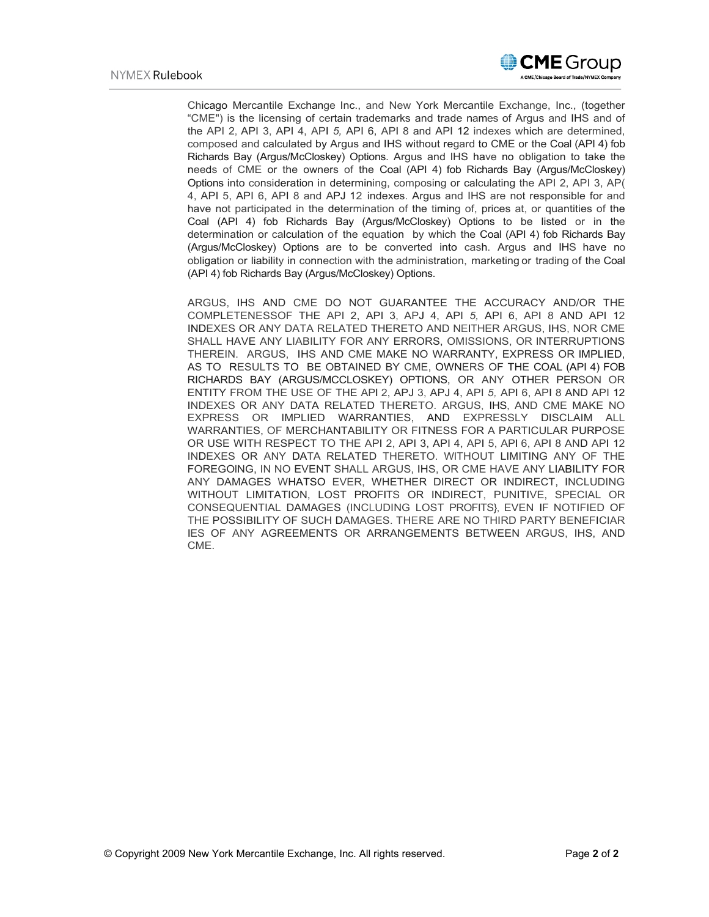Chicago Mercantile Exchange Inc., and New York Mercantile Exchange, Inc., (together "CME") is the licensing of certain trademarks and trade names of Argus and IHS and of the API 2, API 3, API 4, API *5,* API 6, API 8 and API 12 indexes which are determined, composed and calculated by Argus and IHS without regard to CME or the Coal (API 4) fob Richards Bay (Argus/McCloskey) Options. Argus and IHS have no obligation to take the needs of CME or the owners of the Coal (API 4) fob Richards Bay (Argus/McCloskey) Options into consideration in determining, composing or calculating the API 2, API 3, AP( 4, API 5, API 6, API 8 and APJ 12 indexes. Argus and IHS are not responsible for and have not participated in the determination of the timing of, prices at, or quantities of the Coal (API 4) fob Richards Bay (Argus/McCloskey) Options to be listed or in the determination or calculation of the equation by which the Coal (API 4) fob Richards Bay (Argus/McCloskey) Options are to be converted into cash. Argus and IHS have no obligation or liability in connection with the administration, marketing or trading of the Coal (API 4) fob Richards Bay (Argus/McCloskey) Options.

ARGUS, IHS AND CME DO NOT GUARANTEE THE ACCURACY AND/OR THE COMPLETENESSOF THE API 2, API 3, APJ 4, API *5,* API 6, API 8 AND API 12 INDEXES OR ANY DATA RELATED THERETO AND NEITHER ARGUS, IHS, NOR CME SHALL HAVE ANY LIABILITY FOR ANY ERRORS, OMISSIONS, OR INTERRUPTIONS THEREIN. ARGUS, IHS AND CME MAKE NO WARRANTY, EXPRESS OR IMPLIED, AS TO RESULTS TO BE OBTAINED BY CME, OWNERS OF THE COAL (API 4) FOB RICHARDS BAY (ARGUS/MCCLOSKEY) OPTIONS, OR ANY OTHER PERSON OR ENTITY FROM THE USE OF THE API 2, APJ 3, APJ 4, API *5,* API 6, API 8 AND API 12 INDEXES OR ANY DATA RELATED THERETO. ARGUS, IHS, AND CME MAKE NO EXPRESS OR IMPLIED WARRANTIES, AND EXPRESSLY DISCLAIM ALL WARRANTIES, OF MERCHANTABILITY OR FITNESS FOR A PARTICULAR PURPOSE OR USE WITH RESPECT TO THE API 2, API 3, API 4, API 5, API 6, API 8 AND API 12 INDEXES OR ANY DATA RELATED THERETO. WITHOUT LIMITING ANY OF THE FOREGOING, IN NO EVENT SHALL ARGUS, IHS, OR CME HAVE ANY LIABILITY FOR ANY DAMAGES WHATSO EVER, WHETHER DIRECT OR INDIRECT, INCLUDING WITHOUT LIMITATION, LOST PROFITS OR INDIRECT, PUNITIVE, SPECIAL OR CONSEQUENTIAL DAMAGES (INCLUDING LOST PROFITS}, EVEN IF NOTIFIED OF THE POSSIBILITY OF SUCH DAMAGES. THERE ARE NO THIRD PARTY BENEFICIAR IES OF ANY AGREEMENTS OR ARRANGEMENTS BETWEEN ARGUS, IHS, AND CME.